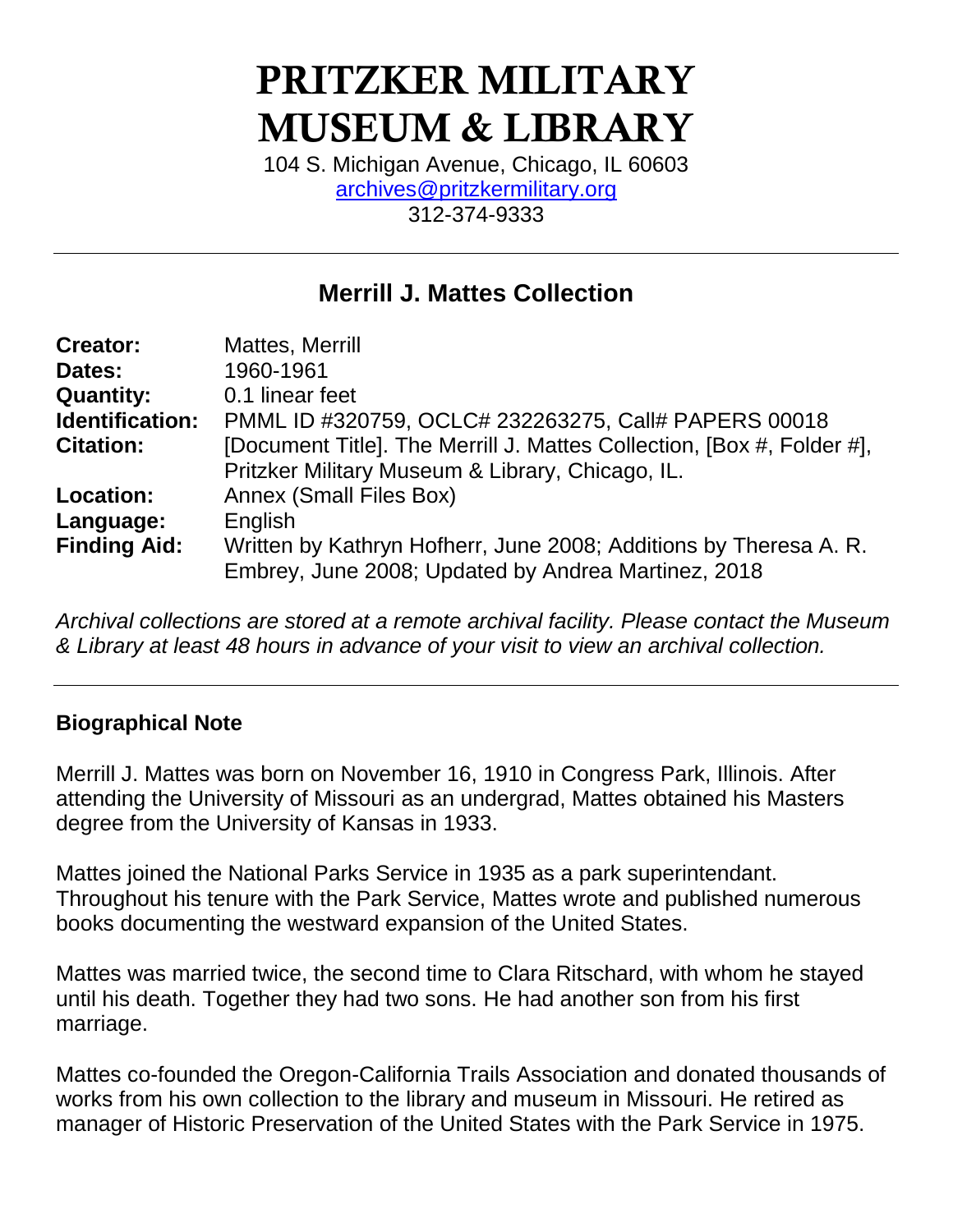# PRITZKER MILITARY MUSEUM & LIBRARY

104 S. Michigan Avenue, Chicago, IL 60603
archives@pritzkermilitary.org
312-374-9333

---

## Merrill J. Mattes Collection

| | |
|---|---|
| **Creator:** | Mattes, Merrill |
| **Dates:** | 1960-1961 |
| **Quantity:** | 0.1 linear feet |
| **Identification:** | PMML ID #320759, OCLC# 232263275, Call# PAPERS 00018 |
| **Citation:** | [Document Title]. The Merrill J. Mattes Collection, [Box #, Folder #], Pritzker Military Museum & Library, Chicago, IL. |
| **Location:** | Annex (Small Files Box) |
| **Language:** | English |
| **Finding Aid:** | Written by Kathryn Hofherr, June 2008; Additions by Theresa A. R. Embrey, June 2008; Updated by Andrea Martinez, 2018 |

*Archival collections are stored at a remote archival facility. Please contact the Museum & Library at least 48 hours in advance of your visit to view an archival collection.*

---

### Biographical Note

Merrill J. Mattes was born on November 16, 1910 in Congress Park, Illinois. After attending the University of Missouri as an undergrad, Mattes obtained his Masters degree from the University of Kansas in 1933.

Mattes joined the National Parks Service in 1935 as a park superintendant. Throughout his tenure with the Park Service, Mattes wrote and published numerous books documenting the westward expansion of the United States.

Mattes was married twice, the second time to Clara Ritschard, with whom he stayed until his death. Together they had two sons. He had another son from his first marriage.

Mattes co-founded the Oregon-California Trails Association and donated thousands of works from his own collection to the library and museum in Missouri. He retired as manager of Historic Preservation of the United States with the Park Service in 1975.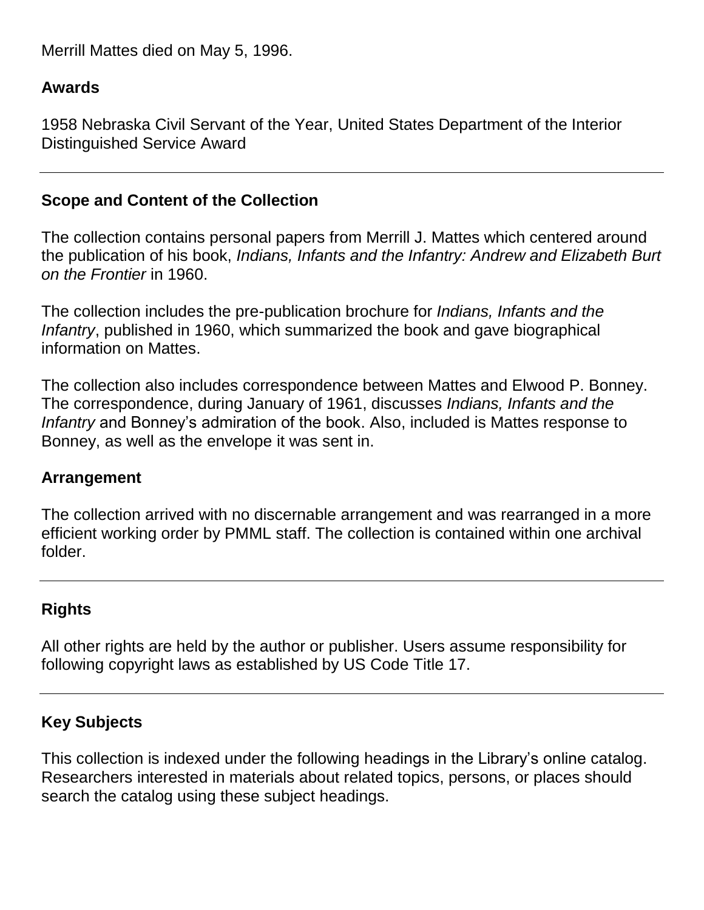Merrill Mattes died on May 5, 1996.

## Awards

1958 Nebraska Civil Servant of the Year, United States Department of the Interior Distinguished Service Award

---

## Scope and Content of the Collection

The collection contains personal papers from Merrill J. Mattes which centered around the publication of his book, *Indians, Infants and the Infantry: Andrew and Elizabeth Burt on the Frontier* in 1960.

The collection includes the pre-publication brochure for *Indians, Infants and the Infantry*, published in 1960, which summarized the book and gave biographical information on Mattes.

The collection also includes correspondence between Mattes and Elwood P. Bonney. The correspondence, during January of 1961, discusses *Indians, Infants and the Infantry* and Bonney's admiration of the book. Also, included is Mattes response to Bonney, as well as the envelope it was sent in.

## Arrangement

The collection arrived with no discernable arrangement and was rearranged in a more efficient working order by PMML staff. The collection is contained within one archival folder.

---

## Rights

All other rights are held by the author or publisher. Users assume responsibility for following copyright laws as established by US Code Title 17.

---

## Key Subjects

This collection is indexed under the following headings in the Library's online catalog. Researchers interested in materials about related topics, persons, or places should search the catalog using these subject headings.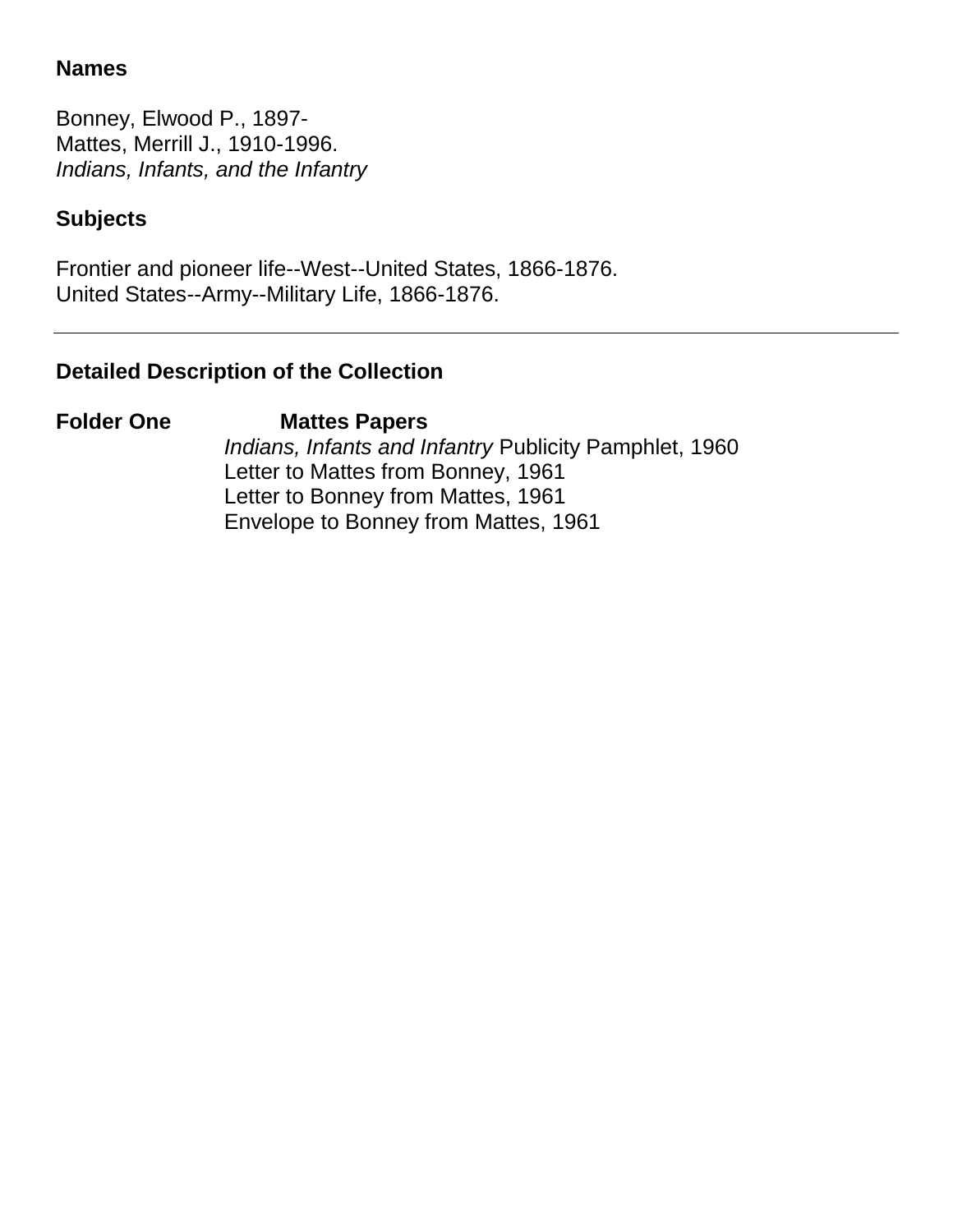**Names**

Bonney, Elwood P., 1897-
Mattes, Merrill J., 1910-1996.
*Indians, Infants, and the Infantry*

**Subjects**

Frontier and pioneer life--West--United States, 1866-1876.
United States--Army--Military Life, 1866-1876.

---

**Detailed Description of the Collection**

**Folder One** **Mattes Papers**

*Indians, Infants and Infantry* Publicity Pamphlet, 1960
Letter to Mattes from Bonney, 1961
Letter to Bonney from Mattes, 1961
Envelope to Bonney from Mattes, 1961